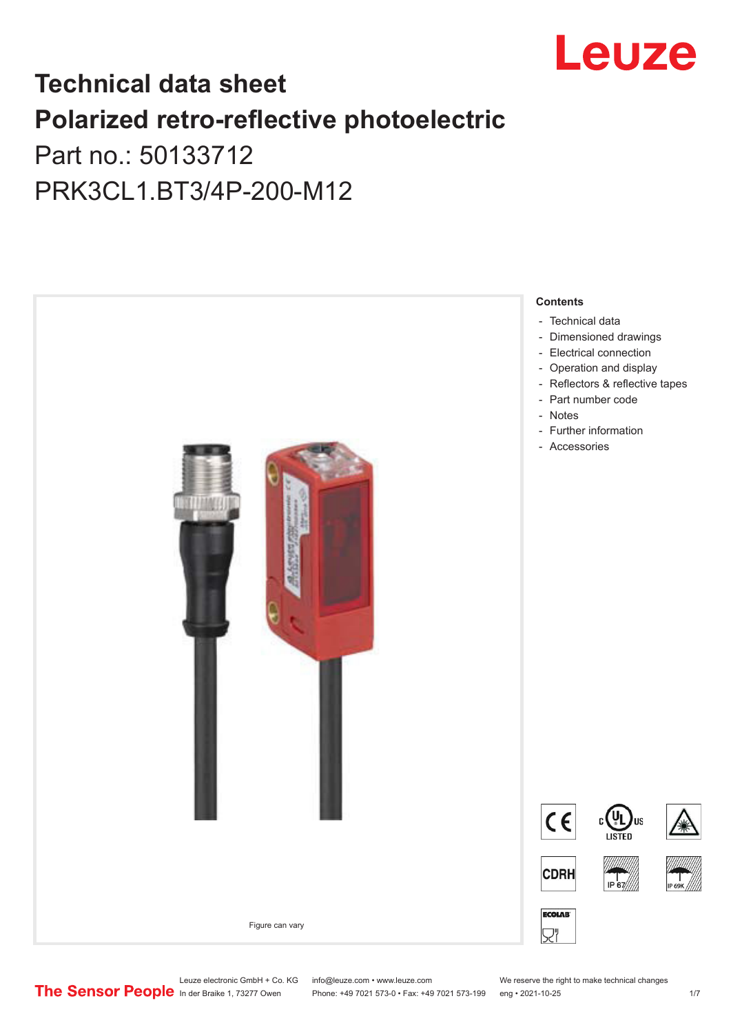# Technical data sheet
# Polarized retro-reflective photoelectric

Part no.: 50133712

PRK3CL1.BT3/4P-200-M12

Figure can vary

**Contents**

- Technical data
- Dimensioned drawings
- Electrical connection
- Operation and display
- Reflectors & reflective tapes
- Part number code
- Notes
- Further information
- Accessories

Leuze electronic GmbH + Co. KG
In der Braike 1, 73277 Owen

info@leuze.com • www.leuze.com
Phone: +49 7021 573-0 • Fax: +49 7021 573-199

We reserve the right to make technical changes
eng • 2021-10-25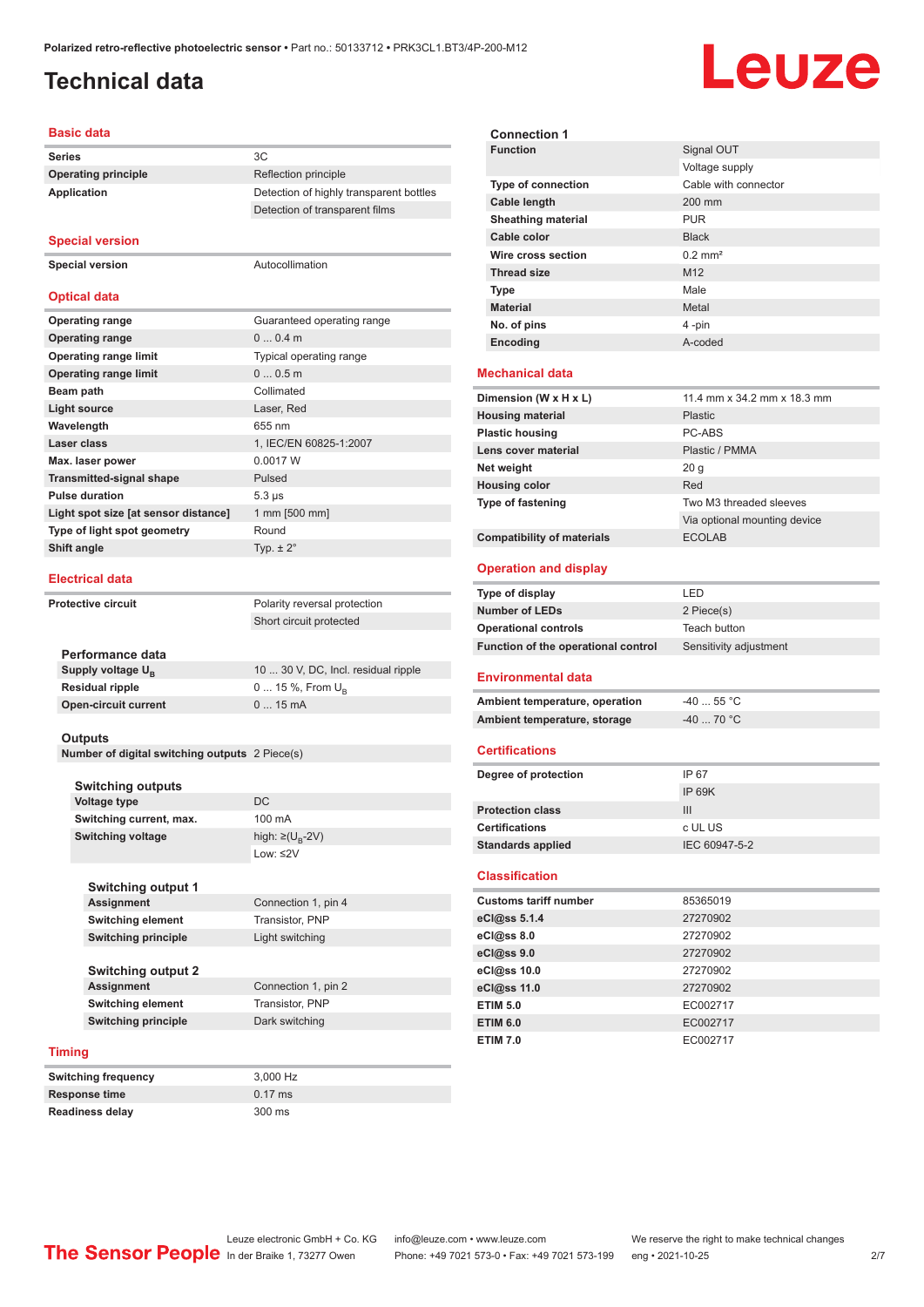# Technical data

## Basic data

| | |
|---|---|
| **Series** | 3C |
| **Operating principle** | Reflection principle |
| **Application** | Detection of highly transparent bottles |
| | Detection of transparent films |

## Special version

| | |
|---|---|
| **Special version** | Autocollimation |

## Optical data

| | |
|---|---|
| **Operating range** | Guaranteed operating range |
| **Operating range** | 0 ... 0.4 m |
| **Operating range limit** | Typical operating range |
| **Operating range limit** | 0 ... 0.5 m |
| **Beam path** | Collimated |
| **Light source** | Laser, Red |
| **Wavelength** | 655 nm |
| **Laser class** | 1, IEC/EN 60825-1:2007 |
| **Max. laser power** | 0.0017 W |
| **Transmitted-signal shape** | Pulsed |
| **Pulse duration** | 5.3 µs |
| **Light spot size [at sensor distance]** | 1 mm [500 mm] |
| **Type of light spot geometry** | Round |
| **Shift angle** | Typ. ± 2° |

## Electrical data

| | |
|---|---|
| **Protective circuit** | Polarity reversal protection |
| | Short circuit protected |

### Performance data

| | |
|---|---|
| **Supply voltage $U_B$** | 10 ... 30 V, DC, Incl. residual ripple |
| **Residual ripple** | 0 ... 15 %, From $U_B$ |
| **Open-circuit current** | 0 ... 15 mA |

### Outputs

| | |
|---|---|
| **Number of digital switching outputs** | 2 Piece(s) |

#### Switching outputs

| | |
|---|---|
| **Voltage type** | DC |
| **Switching current, max.** | 100 mA |
| **Switching voltage** | high: ≥($U_B$-2V) |
| | Low: ≤2V |

##### Switching output 1

| | |
|---|---|
| **Assignment** | Connection 1, pin 4 |
| **Switching element** | Transistor, PNP |
| **Switching principle** | Light switching |

##### Switching output 2

| | |
|---|---|
| **Assignment** | Connection 1, pin 2 |
| **Switching element** | Transistor, PNP |
| **Switching principle** | Dark switching |

## Timing

| | |
|---|---|
| **Switching frequency** | 3,000 Hz |
| **Response time** | 0.17 ms |
| **Readiness delay** | 300 ms |

### Connection 1

| | |
|---|---|
| **Function** | Signal OUT |
| | Voltage supply |
| **Type of connection** | Cable with connector |
| **Cable length** | 200 mm |
| **Sheathing material** | PUR |
| **Cable color** | Black |
| **Wire cross section** | 0.2 mm² |
| **Thread size** | M12 |
| **Type** | Male |
| **Material** | Metal |
| **No. of pins** | 4 -pin |
| **Encoding** | A-coded |

## Mechanical data

| | |
|---|---|
| **Dimension (W x H x L)** | 11.4 mm x 34.2 mm x 18.3 mm |
| **Housing material** | Plastic |
| **Plastic housing** | PC-ABS |
| **Lens cover material** | Plastic / PMMA |
| **Net weight** | 20 g |
| **Housing color** | Red |
| **Type of fastening** | Two M3 threaded sleeves |
| | Via optional mounting device |
| **Compatibility of materials** | ECOLAB |

## Operation and display

| | |
|---|---|
| **Type of display** | LED |
| **Number of LEDs** | 2 Piece(s) |
| **Operational controls** | Teach button |
| **Function of the operational control** | Sensitivity adjustment |

## Environmental data

| | |
|---|---|
| **Ambient temperature, operation** | -40 ... 55 °C |
| **Ambient temperature, storage** | -40 ... 70 °C |

## Certifications

| | |
|---|---|
| **Degree of protection** | IP 67 |
| | IP 69K |
| **Protection class** | III |
| **Certifications** | c UL US |
| **Standards applied** | IEC 60947-5-2 |

## Classification

| | |
|---|---|
| **Customs tariff number** | 85365019 |
| **eCl@ss 5.1.4** | 27270902 |
| **eCl@ss 8.0** | 27270902 |
| **eCl@ss 9.0** | 27270902 |
| **eCl@ss 10.0** | 27270902 |
| **eCl@ss 11.0** | 27270902 |
| **ETIM 5.0** | EC002717 |
| **ETIM 6.0** | EC002717 |
| **ETIM 7.0** | EC002717 |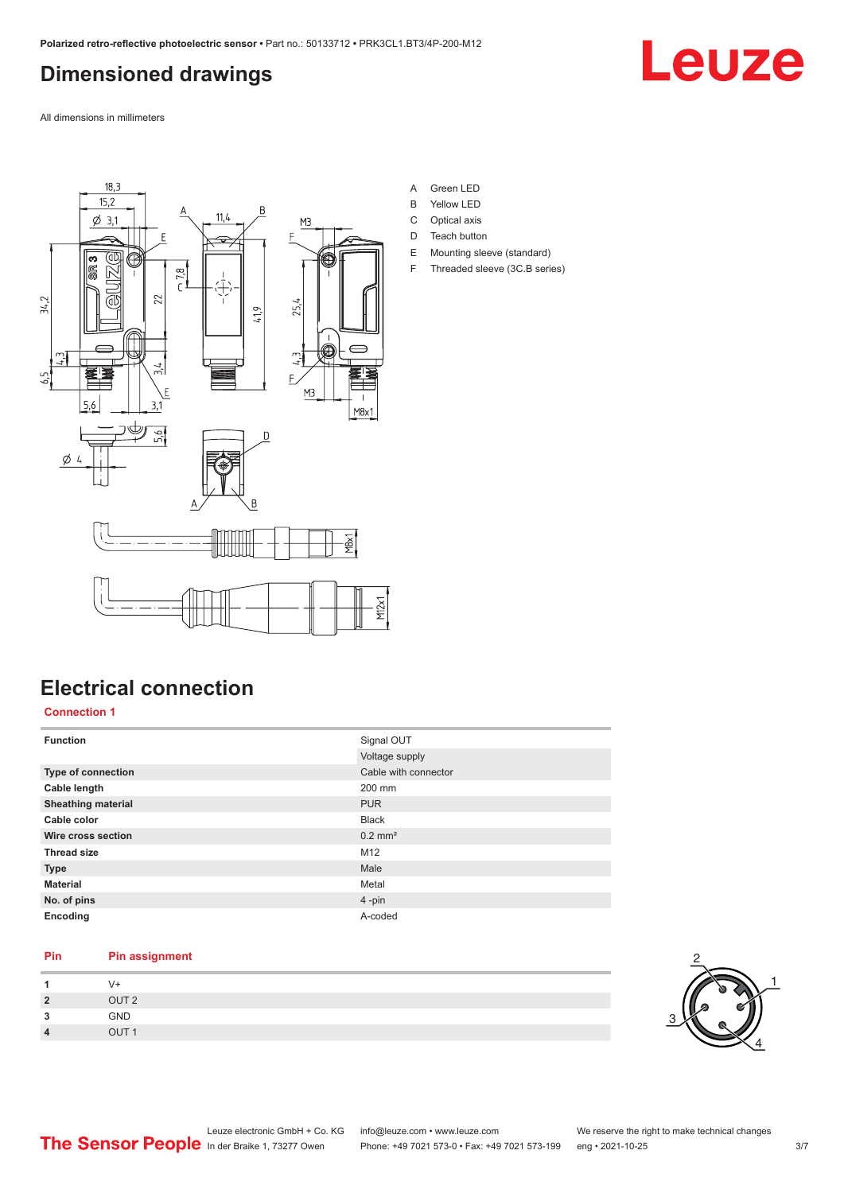## Dimensioned drawings

All dimensions in millimeters

A Green LED
B Yellow LED
C Optical axis
D Teach button
E Mounting sleeve (standard)
F Threaded sleeve (3C.B series)

## Electrical connection

### Connection 1

| Function | Signal OUT |
|---|---|
| | Voltage supply |
| **Type of connection** | Cable with connector |
| **Cable length** | 200 mm |
| **Sheathing material** | PUR |
| **Cable color** | Black |
| **Wire cross section** | 0.2 mm² |
| **Thread size** | M12 |
| **Type** | Male |
| **Material** | Metal |
| **No. of pins** | 4 -pin |
| **Encoding** | A-coded |

| Pin | Pin assignment |
|---|---|
| **1** | V+ |
| **2** | OUT 2 |
| **3** | GND |
| **4** | OUT 1 |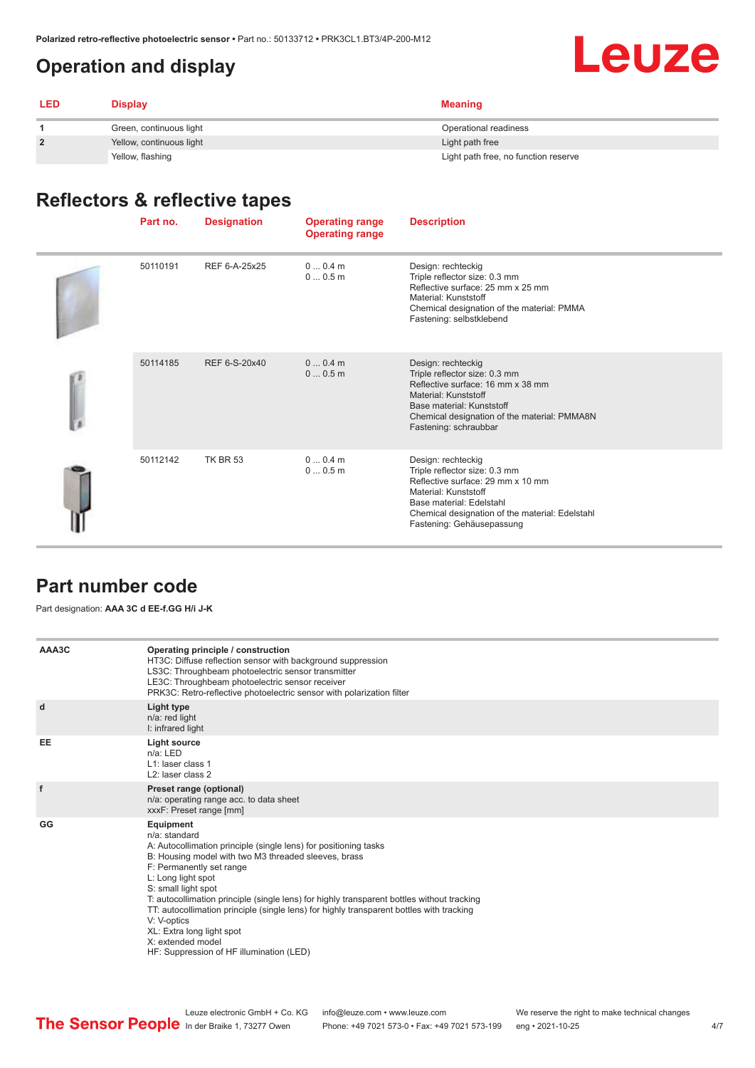## Operation and display

| LED | Display | Meaning |
|---|---|---|
| 1 | Green, continuous light | Operational readiness |
| 2 | Yellow, continuous light | Light path free |
| | Yellow, flashing | Light path free, no function reserve |

## Reflectors & reflective tapes

| | Part no. | Designation | Operating range<br>Operating range | Description |
|---|---|---|---|---|
| | 50110191 | REF 6-A-25x25 | 0 ... 0.4 m<br>0 ... 0.5 m | Design: rechteckig<br>Triple reflector size: 0.3 mm<br>Reflective surface: 25 mm x 25 mm<br>Material: Kunststoff<br>Chemical designation of the material: PMMA<br>Fastening: selbstklebend |
| | 50114185 | REF 6-S-20x40 | 0 ... 0.4 m<br>0 ... 0.5 m | Design: rechteckig<br>Triple reflector size: 0.3 mm<br>Reflective surface: 16 mm x 38 mm<br>Material: Kunststoff<br>Base material: Kunststoff<br>Chemical designation of the material: PMMA8N<br>Fastening: schraubbar |
| | 50112142 | TK BR 53 | 0 ... 0.4 m<br>0 ... 0.5 m | Design: rechteckig<br>Triple reflector size: 0.3 mm<br>Reflective surface: 29 mm x 10 mm<br>Material: Kunststoff<br>Base material: Edelstahl<br>Chemical designation of the material: Edelstahl<br>Fastening: Gehäusepassung |

## Part number code

Part designation: **AAA 3C d EE-f.GG H/i J-K**

| | |
|---|---|
| **AAA3C** | **Operating principle / construction**<br>HT3C: Diffuse reflection sensor with background suppression<br>LS3C: Throughbeam photoelectric sensor transmitter<br>LE3C: Throughbeam photoelectric sensor receiver<br>PRK3C: Retro-reflective photoelectric sensor with polarization filter |
| **d** | **Light type**<br>n/a: red light<br>I: infrared light |
| **EE** | **Light source**<br>n/a: LED<br>L1: laser class 1<br>L2: laser class 2 |
| **f** | **Preset range (optional)**<br>n/a: operating range acc. to data sheet<br>xxxF: Preset range [mm] |
| **GG** | **Equipment**<br>n/a: standard<br>A: Autocollimation principle (single lens) for positioning tasks<br>B: Housing model with two M3 threaded sleeves, brass<br>F: Permanently set range<br>L: Long light spot<br>S: small light spot<br>T: autocollimation principle (single lens) for highly transparent bottles without tracking<br>TT: autocollimation principle (single lens) for highly transparent bottles with tracking<br>V: V-optics<br>XL: Extra long light spot<br>X: extended model<br>HF: Suppression of HF illumination (LED) |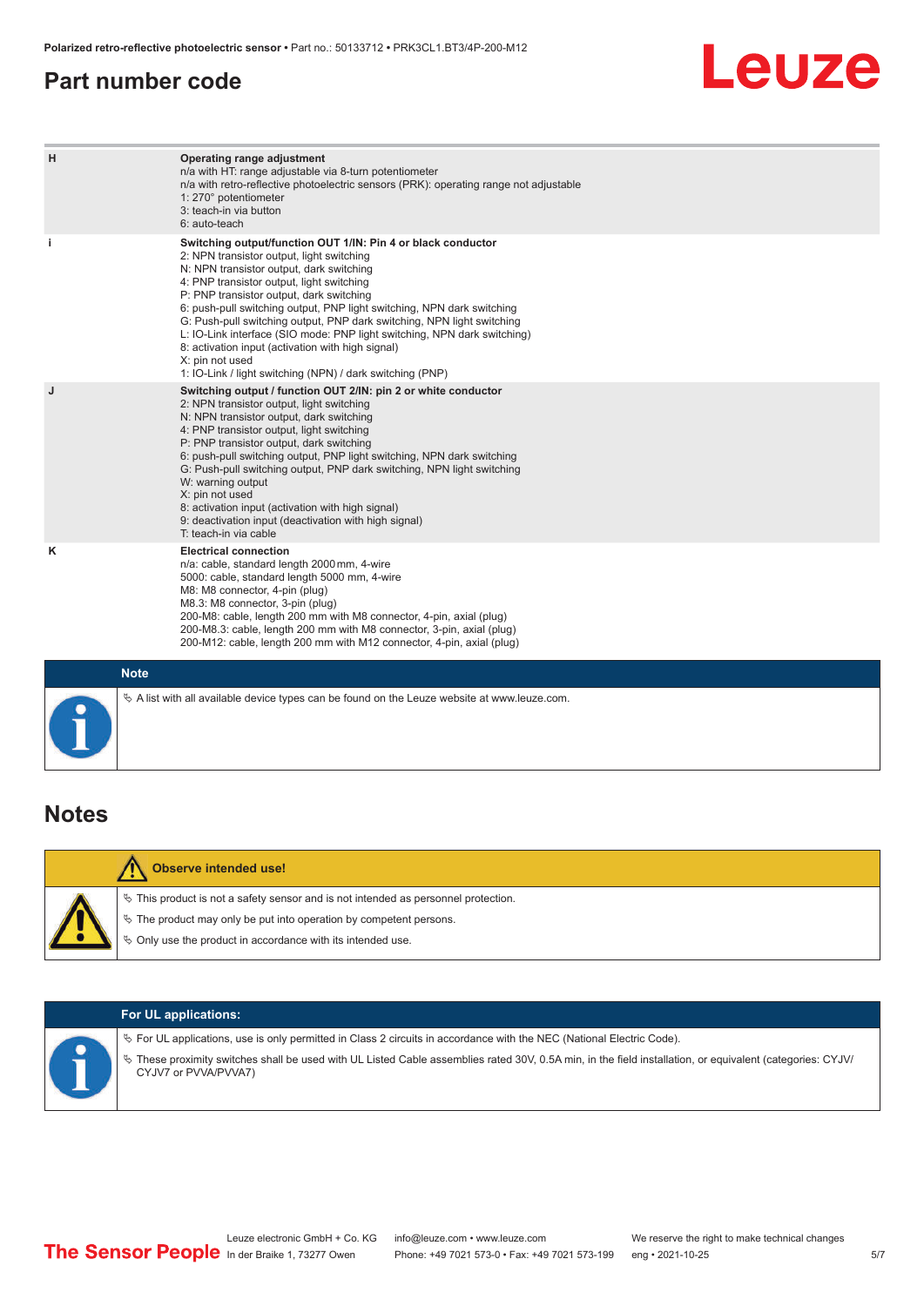## Part number code

| | |
|---|---|
| H | **Operating range adjustment**<br>n/a with HT: range adjustable via 8-turn potentiometer<br>n/a with retro-reflective photoelectric sensors (PRK): operating range not adjustable<br>1: 270° potentiometer<br>3: teach-in via button<br>6: auto-teach |
| i | **Switching output/function OUT 1/IN: Pin 4 or black conductor**<br>2: NPN transistor output, light switching<br>N: NPN transistor output, dark switching<br>4: PNP transistor output, light switching<br>P: PNP transistor output, dark switching<br>6: push-pull switching output, PNP light switching, NPN dark switching<br>G: Push-pull switching output, PNP dark switching, NPN light switching<br>L: IO-Link interface (SIO mode: PNP light switching, NPN dark switching)<br>8: activation input (activation with high signal)<br>X: pin not used<br>1: IO-Link / light switching (NPN) / dark switching (PNP) |
| J | **Switching output / function OUT 2/IN: pin 2 or white conductor**<br>2: NPN transistor output, light switching<br>N: NPN transistor output, dark switching<br>4: PNP transistor output, light switching<br>P: PNP transistor output, dark switching<br>6: push-pull switching output, PNP light switching, NPN dark switching<br>G: Push-pull switching output, PNP dark switching, NPN light switching<br>W: warning output<br>X: pin not used<br>8: activation input (activation with high signal)<br>9: deactivation input (deactivation with high signal)<br>T: teach-in via cable |
| K | **Electrical connection**<br>n/a: cable, standard length 2000 mm, 4-wire<br>5000: cable, standard length 5000 mm, 4-wire<br>M8: M8 connector, 4-pin (plug)<br>M8.3: M8 connector, 3-pin (plug)<br>200-M8: cable, length 200 mm with M8 connector, 4-pin, axial (plug)<br>200-M8.3: cable, length 200 mm with M8 connector, 3-pin, axial (plug)<br>200-M12: cable, length 200 mm with M12 connector, 4-pin, axial (plug) |

**Note**

- A list with all available device types can be found on the Leuze website at www.leuze.com.

## Notes

**Observe intended use!**

- This product is not a safety sensor and is not intended as personnel protection.
- The product may only be put into operation by competent persons.
- Only use the product in accordance with its intended use.

**For UL applications:**

- For UL applications, use is only permitted in Class 2 circuits in accordance with the NEC (National Electric Code).
- These proximity switches shall be used with UL Listed Cable assemblies rated 30V, 0.5A min, in the field installation, or equivalent (categories: CYJV/CYJV7 or PVVA/PVVA7)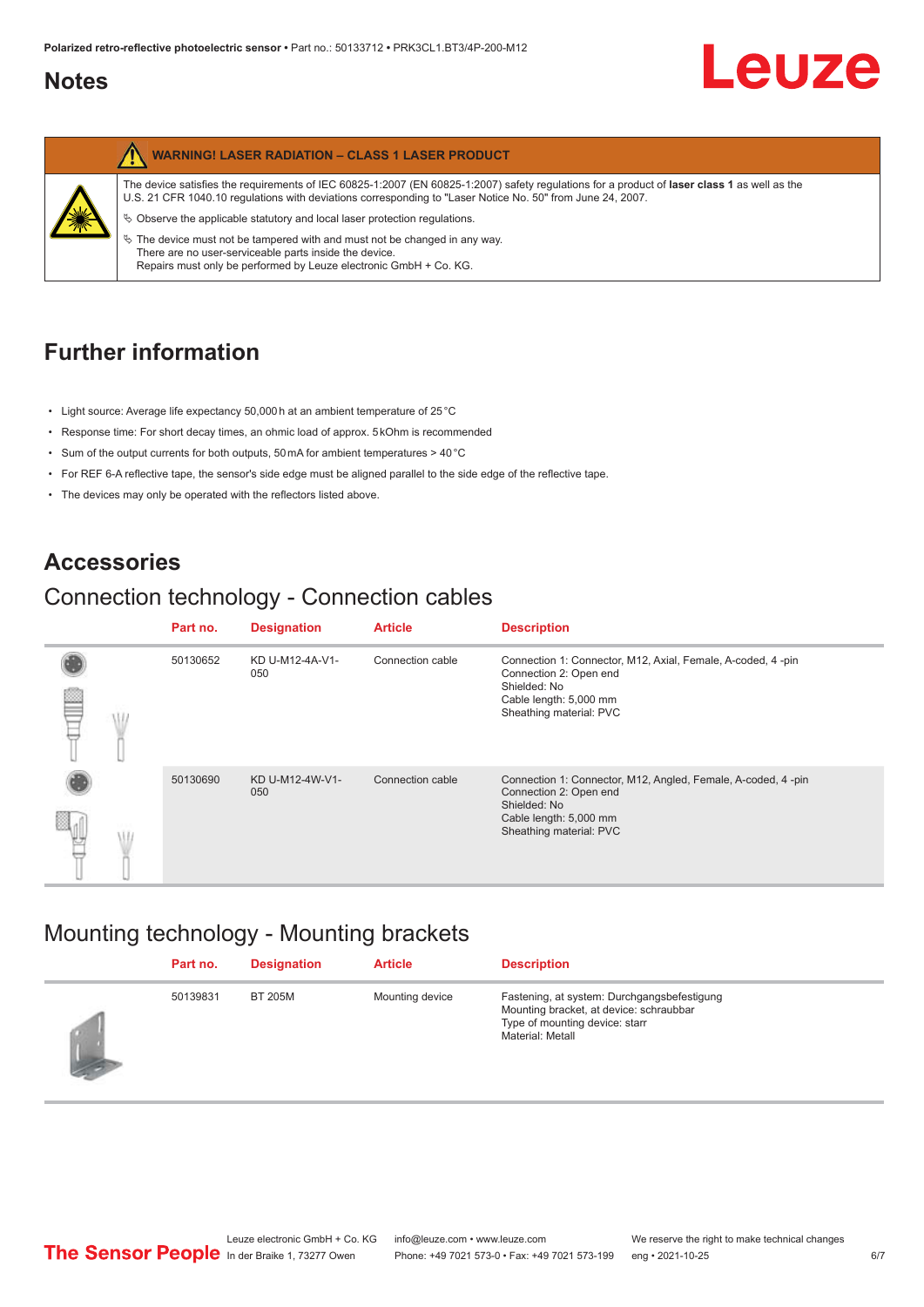## Notes

| | WARNING! LASER RADIATION – CLASS 1 LASER PRODUCT |
|---|---|
| | The device satisfies the requirements of IEC 60825-1:2007 (EN 60825-1:2007) safety regulations for a product of **laser class 1** as well as the U.S. 21 CFR 1040.10 regulations with deviations corresponding to "Laser Notice No. 50" from June 24, 2007.<br>↳ Observe the applicable statutory and local laser protection regulations.<br>↳ The device must not be tampered with and must not be changed in any way. There are no user-serviceable parts inside the device. Repairs must only be performed by Leuze electronic GmbH + Co. KG. |

## Further information

- Light source: Average life expectancy 50,000 h at an ambient temperature of 25 °C
- Response time: For short decay times, an ohmic load of approx. 5 kOhm is recommended
- Sum of the output currents for both outputs, 50 mA for ambient temperatures > 40 °C
- For REF 6-A reflective tape, the sensor's side edge must be aligned parallel to the side edge of the reflective tape.
- The devices may only be operated with the reflectors listed above.

## Accessories

### Connection technology - Connection cables

| Part no. | Designation | Article | Description |
|---|---|---|---|
| 50130652 | KD U-M12-4A-V1-050 | Connection cable | Connection 1: Connector, M12, Axial, Female, A-coded, 4 -pin<br>Connection 2: Open end<br>Shielded: No<br>Cable length: 5,000 mm<br>Sheathing material: PVC |
| 50130690 | KD U-M12-4W-V1-050 | Connection cable | Connection 1: Connector, M12, Angled, Female, A-coded, 4 -pin<br>Connection 2: Open end<br>Shielded: No<br>Cable length: 5,000 mm<br>Sheathing material: PVC |

### Mounting technology - Mounting brackets

| Part no. | Designation | Article | Description |
|---|---|---|---|
| 50139831 | BT 205M | Mounting device | Fastening, at system: Durchgangsbefestigung<br>Mounting bracket, at device: schraubbar<br>Type of mounting device: starr<br>Material: Metall |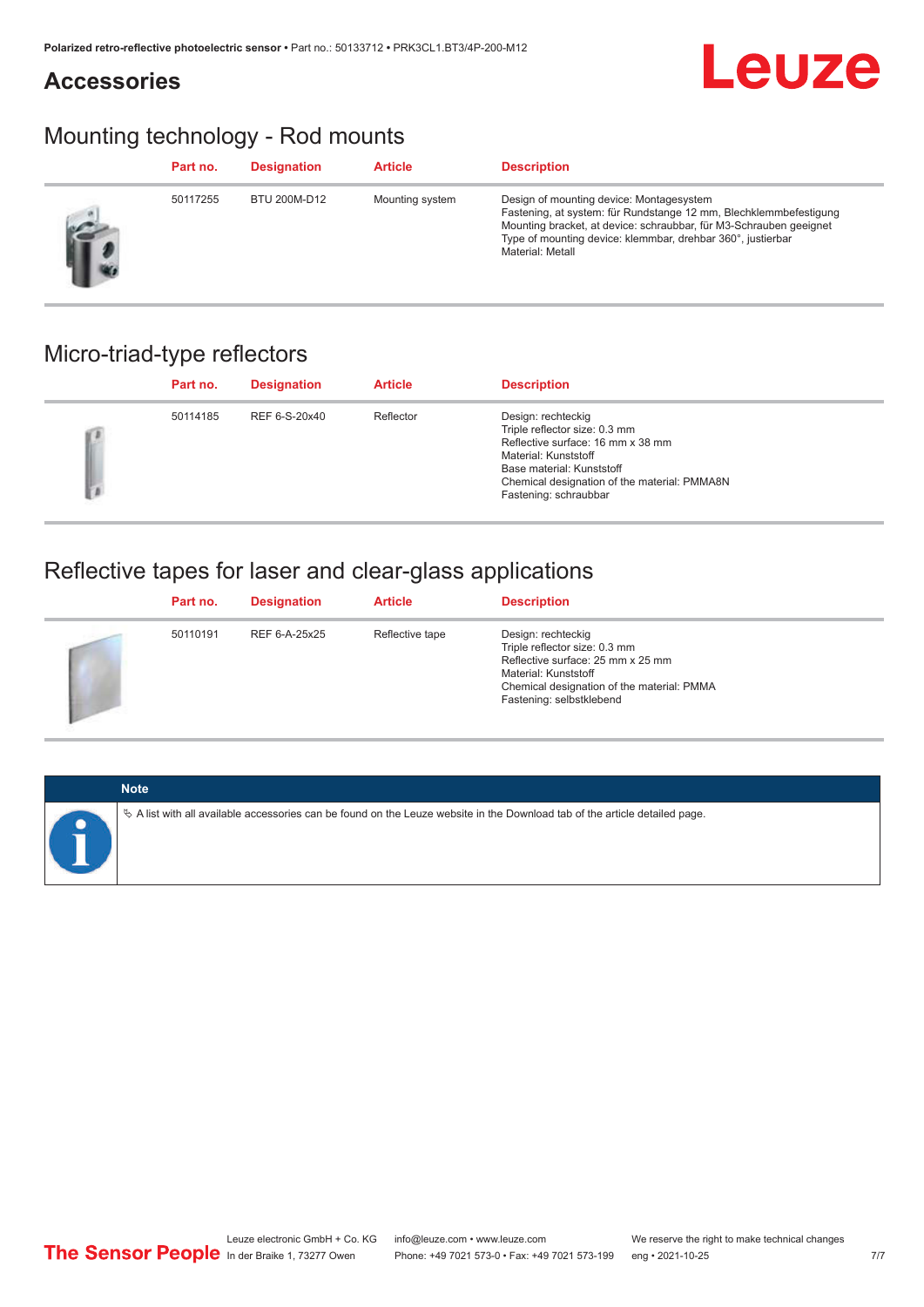## Accessories

### Mounting technology - Rod mounts

| | Part no. | Designation | Article | Description |
|---|---|---|---|---|
| | 50117255 | BTU 200M-D12 | Mounting system | Design of mounting device: Montagesystem<br>Fastening, at system: für Rundstange 12 mm, Blechklemmbefestigung<br>Mounting bracket, at device: schraubbar, für M3-Schrauben geeignet<br>Type of mounting device: klemmbar, drehbar 360°, justierbar<br>Material: Metall |

### Micro-triad-type reflectors

| | Part no. | Designation | Article | Description |
|---|---|---|---|---|
| | 50114185 | REF 6-S-20x40 | Reflector | Design: rechteckig<br>Triple reflector size: 0.3 mm<br>Reflective surface: 16 mm x 38 mm<br>Material: Kunststoff<br>Base material: Kunststoff<br>Chemical designation of the material: PMMA8N<br>Fastening: schraubbar |

### Reflective tapes for laser and clear-glass applications

| | Part no. | Designation | Article | Description |
|---|---|---|---|---|
| | 50110191 | REF 6-A-25x25 | Reflective tape | Design: rechteckig<br>Triple reflector size: 0.3 mm<br>Reflective surface: 25 mm x 25 mm<br>Material: Kunststoff<br>Chemical designation of the material: PMMA<br>Fastening: selbstklebend |

**Note**

↳ A list with all available accessories can be found on the Leuze website in the Download tab of the article detailed page.